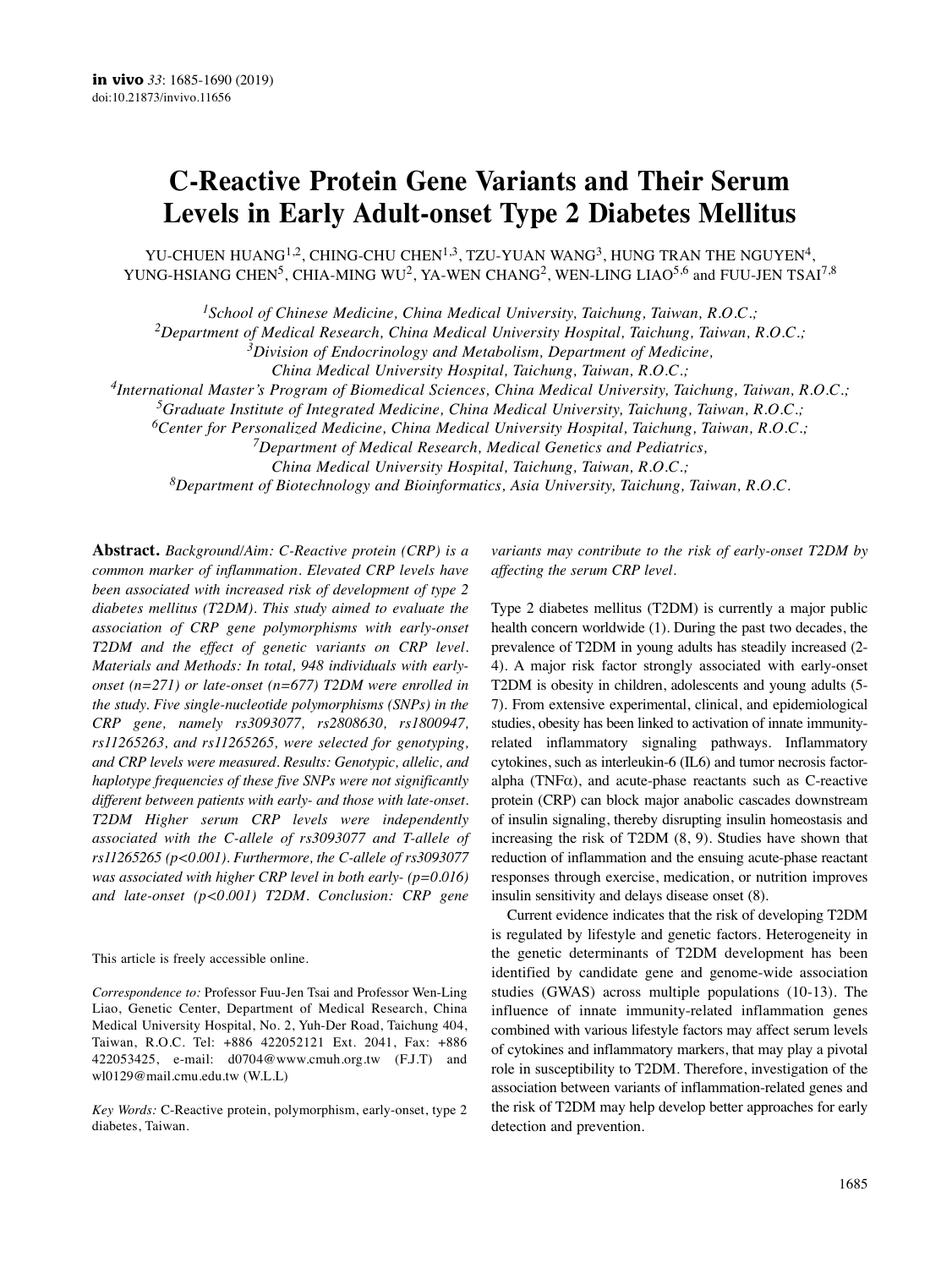# C-Reactive Protein Gene Variants and Their Serum Levels in Early Adult-onset Type 2 Diabetes Mellitus

YU-CHUEN HUANG[1,2], CHING-CHU CHEN[1,3], TZU-YUAN WANG[3], HUNG TRAN THE NGUYEN[4], YUNG-HSIANG CHEN[5], CHIA-MING WU[2], YA-WEN CHANG[2], WEN-LING LIAO[5,6] and FUU-JEN TSAI[7,8]

[1]*School of Chinese Medicine, China Medical University, Taichung, Taiwan, R.O.C.;*
[2]*Department of Medical Research, China Medical University Hospital, Taichung, Taiwan, R.O.C.;*
[3]*Division of Endocrinology and Metabolism, Department of Medicine, China Medical University Hospital, Taichung, Taiwan, R.O.C.;*
[4]*International Master's Program of Biomedical Sciences, China Medical University, Taichung, Taiwan, R.O.C.;*
[5]*Graduate Institute of Integrated Medicine, China Medical University, Taichung, Taiwan, R.O.C.;*
[6]*Center for Personalized Medicine, China Medical University Hospital, Taichung, Taiwan, R.O.C.;*
[7]*Department of Medical Research, Medical Genetics and Pediatrics, China Medical University Hospital, Taichung, Taiwan, R.O.C.;*
[8]*Department of Biotechnology and Bioinformatics, Asia University, Taichung, Taiwan, R.O.C.*

**Abstract.** *Background/Aim: C-Reactive protein (CRP) is a common marker of inflammation. Elevated CRP levels have been associated with increased risk of development of type 2 diabetes mellitus (T2DM). This study aimed to evaluate the association of CRP gene polymorphisms with early-onset T2DM and the effect of genetic variants on CRP level. Materials and Methods: In total, 948 individuals with early-onset (n=271) or late-onset (n=677) T2DM were enrolled in the study. Five single-nucleotide polymorphisms (SNPs) in the CRP gene, namely rs3093077, rs2808630, rs1800947, rs11265263, and rs11265265, were selected for genotyping, and CRP levels were measured. Results: Genotypic, allelic, and haplotype frequencies of these five SNPs were not significantly different between patients with early- and those with late-onset. T2DM Higher serum CRP levels were independently associated with the C-allele of rs3093077 and T-allele of rs11265265 ($p<0.001$). Furthermore, the C-allele of rs3093077 was associated with higher CRP level in both early- ($p=0.016$) and late-onset ($p<0.001$) T2DM. Conclusion: CRP gene variants may contribute to the risk of early-onset T2DM by affecting the serum CRP level.*

This article is freely accessible online.

*Correspondence to:* Professor Fuu-Jen Tsai and Professor Wen-Ling Liao, Genetic Center, Department of Medical Research, China Medical University Hospital, No. 2, Yuh-Der Road, Taichung 404, Taiwan, R.O.C. Tel: +886 422052121 Ext. 2041, Fax: +886 422053425, e-mail: d0704@www.cmuh.org.tw (F.J.T) and wl0129@mail.cmu.edu.tw (W.L.L)

*Key Words:* C-Reactive protein, polymorphism, early-onset, type 2 diabetes, Taiwan.

Type 2 diabetes mellitus (T2DM) is currently a major public health concern worldwide (1). During the past two decades, the prevalence of T2DM in young adults has steadily increased (2-4). A major risk factor strongly associated with early-onset T2DM is obesity in children, adolescents and young adults (5-7). From extensive experimental, clinical, and epidemiological studies, obesity has been linked to activation of innate immunity-related inflammatory signaling pathways. Inflammatory cytokines, such as interleukin-6 (IL6) and tumor necrosis factor-alpha (TNFα), and acute-phase reactants such as C-reactive protein (CRP) can block major anabolic cascades downstream of insulin signaling, thereby disrupting insulin homeostasis and increasing the risk of T2DM (8, 9). Studies have shown that reduction of inflammation and the ensuing acute-phase reactant responses through exercise, medication, or nutrition improves insulin sensitivity and delays disease onset (8).

Current evidence indicates that the risk of developing T2DM is regulated by lifestyle and genetic factors. Heterogeneity in the genetic determinants of T2DM development has been identified by candidate gene and genome-wide association studies (GWAS) across multiple populations (10-13). The influence of innate immunity-related inflammation genes combined with various lifestyle factors may affect serum levels of cytokines and inflammatory markers, that may play a pivotal role in susceptibility to T2DM. Therefore, investigation of the association between variants of inflammation-related genes and the risk of T2DM may help develop better approaches for early detection and prevention.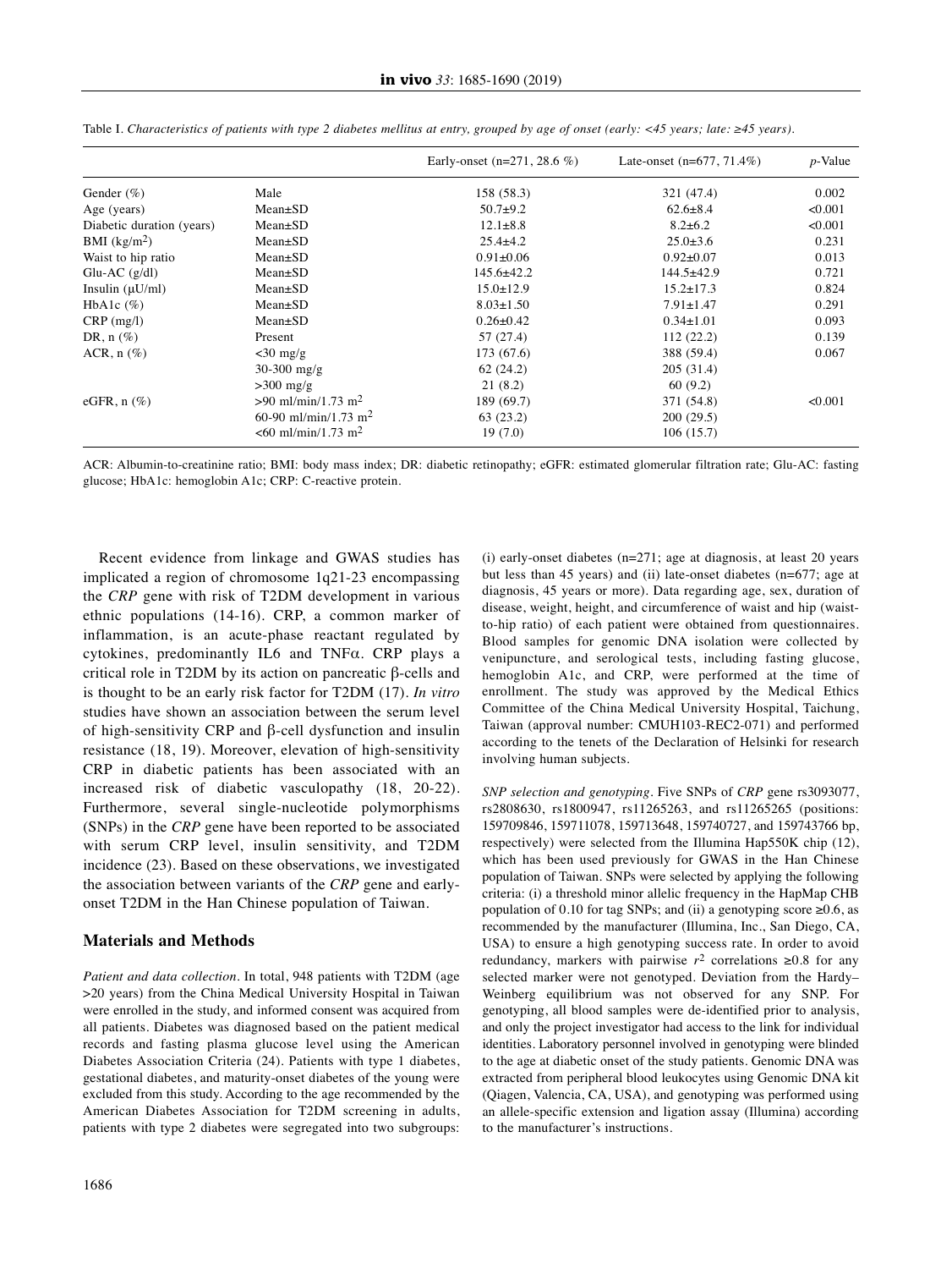Table I. *Characteristics of patients with type 2 diabetes mellitus at entry, grouped by age of onset (early: <45 years; late: ≥45 years).*

| | | Early-onset (n=271, 28.6 %) | Late-onset (n=677, 71.4%) | *p*-Value |
|---|---|---|---|---|
| Gender (%) | Male | 158 (58.3) | 321 (47.4) | 0.002 |
| Age (years) | Mean±SD | 50.7±9.2 | 62.6±8.4 | <0.001 |
| Diabetic duration (years) | Mean±SD | 12.1±8.8 | 8.2±6.2 | <0.001 |
| BMI (kg/m$^2$) | Mean±SD | 25.4±4.2 | 25.0±3.6 | 0.231 |
| Waist to hip ratio | Mean±SD | 0.91±0.06 | 0.92±0.07 | 0.013 |
| Glu-AC (g/dl) | Mean±SD | 145.6±42.2 | 144.5±42.9 | 0.721 |
| Insulin (μU/ml) | Mean±SD | 15.0±12.9 | 15.2±17.3 | 0.824 |
| HbA1c (%) | Mean±SD | 8.03±1.50 | 7.91±1.47 | 0.291 |
| CRP (mg/l) | Mean±SD | 0.26±0.42 | 0.34±1.01 | 0.093 |
| DR, n (%) | Present | 57 (27.4) | 112 (22.2) | 0.139 |
| ACR, n (%) | <30 mg/g | 173 (67.6) | 388 (59.4) | 0.067 |
| | 30-300 mg/g | 62 (24.2) | 205 (31.4) | |
| | >300 mg/g | 21 (8.2) | 60 (9.2) | |
| eGFR, n (%) | >90 ml/min/1.73 m$^2$ | 189 (69.7) | 371 (54.8) | <0.001 |
| | 60-90 ml/min/1.73 m$^2$ | 63 (23.2) | 200 (29.5) | |
| | <60 ml/min/1.73 m$^2$ | 19 (7.0) | 106 (15.7) | |

ACR: Albumin-to-creatinine ratio; BMI: body mass index; DR: diabetic retinopathy; eGFR: estimated glomerular filtration rate; Glu-AC: fasting glucose; HbA1c: hemoglobin A1c; CRP: C-reactive protein.

Recent evidence from linkage and GWAS studies has implicated a region of chromosome 1q21-23 encompassing the *CRP* gene with risk of T2DM development in various ethnic populations (14-16). CRP, a common marker of inflammation, is an acute-phase reactant regulated by cytokines, predominantly IL6 and TNFα. CRP plays a critical role in T2DM by its action on pancreatic β-cells and is thought to be an early risk factor for T2DM (17). *In vitro* studies have shown an association between the serum level of high-sensitivity CRP and β-cell dysfunction and insulin resistance (18, 19). Moreover, elevation of high-sensitivity CRP in diabetic patients has been associated with an increased risk of diabetic vasculopathy (18, 20-22). Furthermore, several single-nucleotide polymorphisms (SNPs) in the *CRP* gene have been reported to be associated with serum CRP level, insulin sensitivity, and T2DM incidence (23). Based on these observations, we investigated the association between variants of the *CRP* gene and early-onset T2DM in the Han Chinese population of Taiwan.

## Materials and Methods

*Patient and data collection.* In total, 948 patients with T2DM (age >20 years) from the China Medical University Hospital in Taiwan were enrolled in the study, and informed consent was acquired from all patients. Diabetes was diagnosed based on the patient medical records and fasting plasma glucose level using the American Diabetes Association Criteria (24). Patients with type 1 diabetes, gestational diabetes, and maturity-onset diabetes of the young were excluded from this study. According to the age recommended by the American Diabetes Association for T2DM screening in adults, patients with type 2 diabetes were segregated into two subgroups: (i) early-onset diabetes (n=271; age at diagnosis, at least 20 years but less than 45 years) and (ii) late-onset diabetes (n=677; age at diagnosis, 45 years or more). Data regarding age, sex, duration of disease, weight, height, and circumference of waist and hip (waist-to-hip ratio) of each patient were obtained from questionnaires. Blood samples for genomic DNA isolation were collected by venipuncture, and serological tests, including fasting glucose, hemoglobin A1c, and CRP, were performed at the time of enrollment. The study was approved by the Medical Ethics Committee of the China Medical University Hospital, Taichung, Taiwan (approval number: CMUH103-REC2-071) and performed according to the tenets of the Declaration of Helsinki for research involving human subjects.

*SNP selection and genotyping.* Five SNPs of *CRP* gene rs3093077, rs2808630, rs1800947, rs11265263, and rs11265265 (positions: 159709846, 159711078, 159713648, 159740727, and 159743766 bp, respectively) were selected from the Illumina Hap550K chip (12), which has been used previously for GWAS in the Han Chinese population of Taiwan. SNPs were selected by applying the following criteria: (i) a threshold minor allelic frequency in the HapMap CHB population of 0.10 for tag SNPs; and (ii) a genotyping score ≥0.6, as recommended by the manufacturer (Illumina, Inc., San Diego, CA, USA) to ensure a high genotyping success rate. In order to avoid redundancy, markers with pairwise $r^2$ correlations ≥0.8 for any selected marker were not genotyped. Deviation from the Hardy–Weinberg equilibrium was not observed for any SNP. For genotyping, all blood samples were de-identified prior to analysis, and only the project investigator had access to the link for individual identities. Laboratory personnel involved in genotyping were blinded to the age at diabetic onset of the study patients. Genomic DNA was extracted from peripheral blood leukocytes using Genomic DNA kit (Qiagen, Valencia, CA, USA), and genotyping was performed using an allele-specific extension and ligation assay (Illumina) according to the manufacturer's instructions.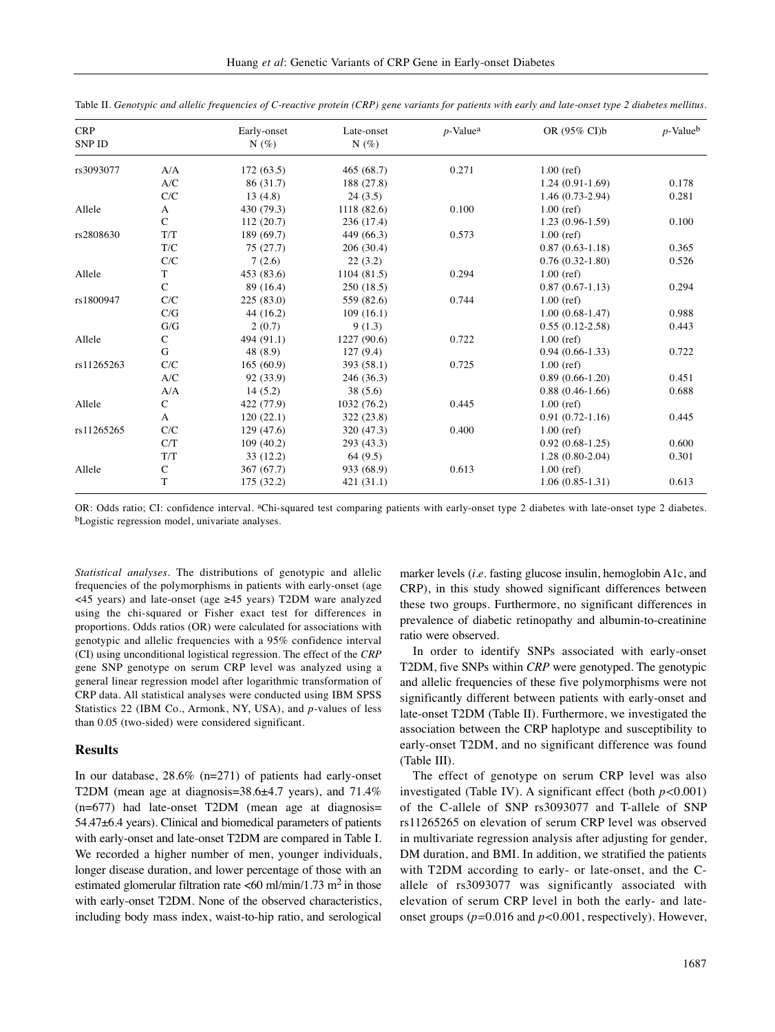Table II. *Genotypic and allelic frequencies of C-reactive protein (CRP) gene variants for patients with early and late-onset type 2 diabetes mellitus.*

| CRP SNP ID | | Early-onset N (%) | Late-onset N (%) | $p$-Value[a] | OR (95% CI)b | $p$-Value[b] |
|---|---|---|---|---|---|---|
| rs3093077 | A/A | 172 (63.5) | 465 (68.7) | 0.271 | 1.00 (ref) | |
| | A/C | 86 (31.7) | 188 (27.8) | | 1.24 (0.91-1.69) | 0.178 |
| | C/C | 13 (4.8) | 24 (3.5) | | 1.46 (0.73-2.94) | 0.281 |
| Allele | A | 430 (79.3) | 1118 (82.6) | 0.100 | 1.00 (ref) | |
| | C | 112 (20.7) | 236 (17.4) | | 1.23 (0.96-1.59) | 0.100 |
| rs2808630 | T/T | 189 (69.7) | 449 (66.3) | 0.573 | 1.00 (ref) | |
| | T/C | 75 (27.7) | 206 (30.4) | | 0.87 (0.63-1.18) | 0.365 |
| | C/C | 7 (2.6) | 22 (3.2) | | 0.76 (0.32-1.80) | 0.526 |
| Allele | T | 453 (83.6) | 1104 (81.5) | 0.294 | 1.00 (ref) | |
| | C | 89 (16.4) | 250 (18.5) | | 0.87 (0.67-1.13) | 0.294 |
| rs1800947 | C/C | 225 (83.0) | 559 (82.6) | 0.744 | 1.00 (ref) | |
| | C/G | 44 (16.2) | 109 (16.1) | | 1.00 (0.68-1.47) | 0.988 |
| | G/G | 2 (0.7) | 9 (1.3) | | 0.55 (0.12-2.58) | 0.443 |
| Allele | C | 494 (91.1) | 1227 (90.6) | 0.722 | 1.00 (ref) | |
| | G | 48 (8.9) | 127 (9.4) | | 0.94 (0.66-1.33) | 0.722 |
| rs11265263 | C/C | 165 (60.9) | 393 (58.1) | 0.725 | 1.00 (ref) | |
| | A/C | 92 (33.9) | 246 (36.3) | | 0.89 (0.66-1.20) | 0.451 |
| | A/A | 14 (5.2) | 38 (5.6) | | 0.88 (0.46-1.66) | 0.688 |
| Allele | C | 422 (77.9) | 1032 (76.2) | 0.445 | 1.00 (ref) | |
| | A | 120 (22.1) | 322 (23.8) | | 0.91 (0.72-1.16) | 0.445 |
| rs11265265 | C/C | 129 (47.6) | 320 (47.3) | 0.400 | 1.00 (ref) | |
| | C/T | 109 (40.2) | 293 (43.3) | | 0.92 (0.68-1.25) | 0.600 |
| | T/T | 33 (12.2) | 64 (9.5) | | 1.28 (0.80-2.04) | 0.301 |
| Allele | C | 367 (67.7) | 933 (68.9) | 0.613 | 1.00 (ref) | |
| | T | 175 (32.2) | 421 (31.1) | | 1.06 (0.85-1.31) | 0.613 |

OR: Odds ratio; CI: confidence interval. [a]Chi-squared test comparing patients with early-onset type 2 diabetes with late-onset type 2 diabetes. [b]Logistic regression model, univariate analyses.

*Statistical analyses*. The distributions of genotypic and allelic frequencies of the polymorphisms in patients with early-onset (age <45 years) and late-onset (age ≥45 years) T2DM ware analyzed using the chi-squared or Fisher exact test for differences in proportions. Odds ratios (OR) were calculated for associations with genotypic and allelic frequencies with a 95% confidence interval (CI) using unconditional logistical regression. The effect of the *CRP* gene SNP genotype on serum CRP level was analyzed using a general linear regression model after logarithmic transformation of CRP data. All statistical analyses were conducted using IBM SPSS Statistics 22 (IBM Co., Armonk, NY, USA), and $p$-values of less than 0.05 (two-sided) were considered significant.

## Results

In our database, 28.6% (n=271) of patients had early-onset T2DM (mean age at diagnosis=38.6±4.7 years), and 71.4% (n=677) had late-onset T2DM (mean age at diagnosis= 54.47±6.4 years). Clinical and biomedical parameters of patients with early-onset and late-onset T2DM are compared in Table I. We recorded a higher number of men, younger individuals, longer disease duration, and lower percentage of those with an estimated glomerular filtration rate <60 ml/min/1.73 $m^2$ in those with early-onset T2DM. None of the observed characteristics, including body mass index, waist-to-hip ratio, and serological marker levels (*i.e.* fasting glucose insulin, hemoglobin A1c, and CRP), in this study showed significant differences between these two groups. Furthermore, no significant differences in prevalence of diabetic retinopathy and albumin-to-creatinine ratio were observed.

In order to identify SNPs associated with early-onset T2DM, five SNPs within *CRP* were genotyped. The genotypic and allelic frequencies of these five polymorphisms were not significantly different between patients with early-onset and late-onset T2DM (Table II). Furthermore, we investigated the association between the CRP haplotype and susceptibility to early-onset T2DM, and no significant difference was found (Table III).

The effect of genotype on serum CRP level was also investigated (Table IV). A significant effect (both $p<0.001$) of the C-allele of SNP rs3093077 and T-allele of SNP rs11265265 on elevation of serum CRP level was observed in multivariate regression analysis after adjusting for gender, DM duration, and BMI. In addition, we stratified the patients with T2DM according to early- or late-onset, and the C-allele of rs3093077 was significantly associated with elevation of serum CRP level in both the early- and late-onset groups ($p=0.016$ and $p<0.001$, respectively). However,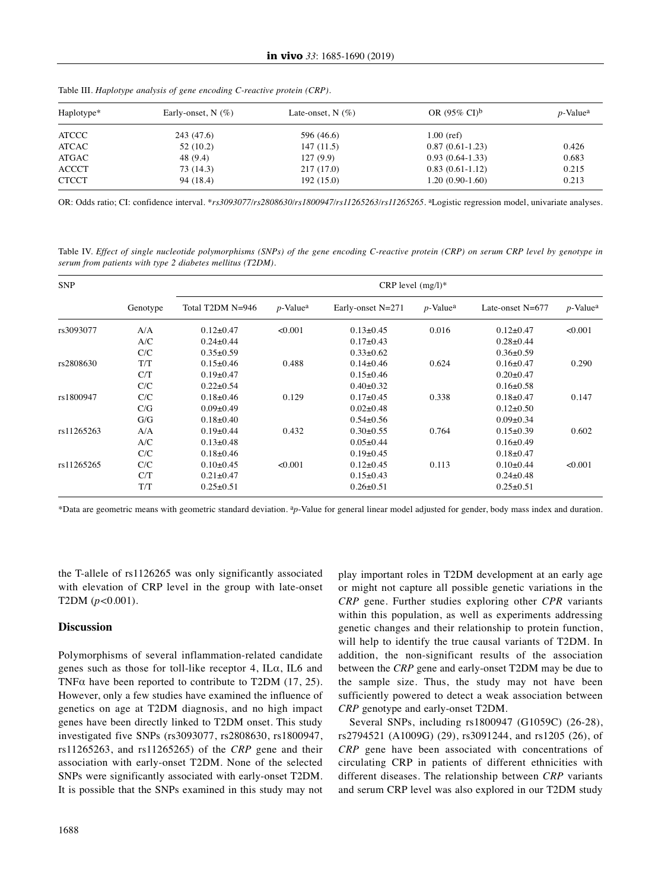Table III. *Haplotype analysis of gene encoding C-reactive protein (CRP).*

| Haplotype* | Early-onset, N (%) | Late-onset, N (%) | OR (95% CI)[b] | *p*-Value[a] |
|---|---|---|---|---|
| ATCCC | 243 (47.6) | 596 (46.6) | 1.00 (ref) | |
| ATCAC | 52 (10.2) | 147 (11.5) | 0.87 (0.61-1.23) | 0.426 |
| ATGAC | 48 (9.4) | 127 (9.9) | 0.93 (0.64-1.33) | 0.683 |
| ACCCT | 73 (14.3) | 217 (17.0) | 0.83 (0.61-1.12) | 0.215 |
| CTCCT | 94 (18.4) | 192 (15.0) | 1.20 (0.90-1.60) | 0.213 |

OR: Odds ratio; CI: confidence interval. \**rs3093077/rs2808630/rs1800947/rs11265263/rs11265265*. [a]Logistic regression model, univariate analyses.

Table IV. *Effect of single nucleotide polymorphisms (SNPs) of the gene encoding C-reactive protein (CRP) on serum CRP level by genotype in serum from patients with type 2 diabetes mellitus (T2DM).*

| SNP | | CRP level (mg/l)* | | | | | |
|---|---|---|---|---|---|---|---|
| | Genotype | Total T2DM N=946 | *p*-Value[a] | Early-onset N=271 | *p*-Value[a] | Late-onset N=677 | *p*-Value[a] |
| rs3093077 | A/A | 0.12±0.47 | <0.001 | 0.13±0.45 | 0.016 | 0.12±0.47 | <0.001 |
| | A/C | 0.24±0.44 | | 0.17±0.43 | | 0.28±0.44 | |
| | C/C | 0.35±0.59 | | 0.33±0.62 | | 0.36±0.59 | |
| rs2808630 | T/T | 0.15±0.46 | 0.488 | 0.14±0.46 | 0.624 | 0.16±0.47 | 0.290 |
| | C/T | 0.19±0.47 | | 0.15±0.46 | | 0.20±0.47 | |
| | C/C | 0.22±0.54 | | 0.40±0.32 | | 0.16±0.58 | |
| rs1800947 | C/C | 0.18±0.46 | 0.129 | 0.17±0.45 | 0.338 | 0.18±0.47 | 0.147 |
| | C/G | 0.09±0.49 | | 0.02±0.48 | | 0.12±0.50 | |
| | G/G | 0.18±0.40 | | 0.54±0.56 | | 0.09±0.34 | |
| rs11265263 | A/A | 0.19±0.44 | 0.432 | 0.30±0.55 | 0.764 | 0.15±0.39 | 0.602 |
| | A/C | 0.13±0.48 | | 0.05±0.44 | | 0.16±0.49 | |
| | C/C | 0.18±0.46 | | 0.19±0.45 | | 0.18±0.47 | |
| rs11265265 | C/C | 0.10±0.45 | <0.001 | 0.12±0.45 | 0.113 | 0.10±0.44 | <0.001 |
| | C/T | 0.21±0.47 | | 0.15±0.43 | | 0.24±0.48 | |
| | T/T | 0.25±0.51 | | 0.26±0.51 | | 0.25±0.51 | |

\*Data are geometric means with geometric standard deviation. [a]*p*-Value for general linear model adjusted for gender, body mass index and duration.

the T-allele of rs1126265 was only significantly associated with elevation of CRP level in the group with late-onset T2DM ($p<0.001$).

## Discussion

Polymorphisms of several inflammation-related candidate genes such as those for toll-like receptor 4, IL$\alpha$, IL6 and TNF$\alpha$ have been reported to contribute to T2DM (17, 25). However, only a few studies have examined the influence of genetics on age at T2DM diagnosis, and no high impact genes have been directly linked to T2DM onset. This study investigated five SNPs (rs3093077, rs2808630, rs1800947, rs11265263, and rs11265265) of the *CRP* gene and their association with early-onset T2DM. None of the selected SNPs were significantly associated with early-onset T2DM. It is possible that the SNPs examined in this study may not play important roles in T2DM development at an early age or might not capture all possible genetic variations in the *CRP* gene. Further studies exploring other *CPR* variants within this population, as well as experiments addressing genetic changes and their relationship to protein function, will help to identify the true causal variants of T2DM. In addition, the non-significant results of the association between the *CRP* gene and early-onset T2DM may be due to the sample size. Thus, the study may not have been sufficiently powered to detect a weak association between *CRP* genotype and early-onset T2DM.

Several SNPs, including rs1800947 (G1059C) (26-28), rs2794521 (A1009G) (29), rs3091244, and rs1205 (26), of *CRP* gene have been associated with concentrations of circulating CRP in patients of different ethnicities with different diseases. The relationship between *CRP* variants and serum CRP level was also explored in our T2DM study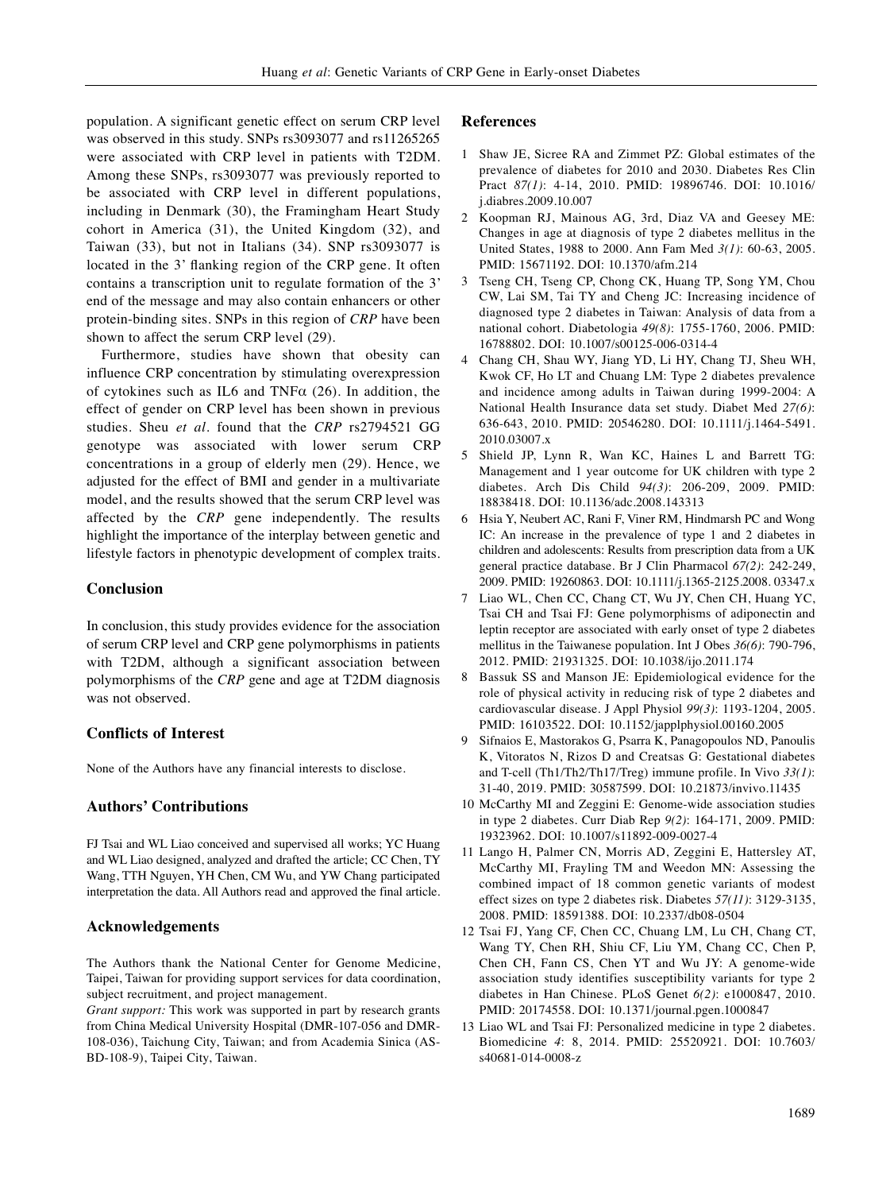population. A significant genetic effect on serum CRP level was observed in this study. SNPs rs3093077 and rs11265265 were associated with CRP level in patients with T2DM. Among these SNPs, rs3093077 was previously reported to be associated with CRP level in different populations, including in Denmark (30), the Framingham Heart Study cohort in America (31), the United Kingdom (32), and Taiwan (33), but not in Italians (34). SNP rs3093077 is located in the 3' flanking region of the CRP gene. It often contains a transcription unit to regulate formation of the 3' end of the message and may also contain enhancers or other protein-binding sites. SNPs in this region of *CRP* have been shown to affect the serum CRP level (29).

Furthermore, studies have shown that obesity can influence CRP concentration by stimulating overexpression of cytokines such as IL6 and TNF$\alpha$ (26). In addition, the effect of gender on CRP level has been shown in previous studies. Sheu *et al*. found that the *CRP* rs2794521 GG genotype was associated with lower serum CRP concentrations in a group of elderly men (29). Hence, we adjusted for the effect of BMI and gender in a multivariate model, and the results showed that the serum CRP level was affected by the *CRP* gene independently. The results highlight the importance of the interplay between genetic and lifestyle factors in phenotypic development of complex traits.

## Conclusion

In conclusion, this study provides evidence for the association of serum CRP level and CRP gene polymorphisms in patients with T2DM, although a significant association between polymorphisms of the *CRP* gene and age at T2DM diagnosis was not observed.

## Conflicts of Interest

None of the Authors have any financial interests to disclose.

## Authors' Contributions

FJ Tsai and WL Liao conceived and supervised all works; YC Huang and WL Liao designed, analyzed and drafted the article; CC Chen, TY Wang, TTH Nguyen, YH Chen, CM Wu, and YW Chang participated interpretation the data. All Authors read and approved the final article.

## Acknowledgements

The Authors thank the National Center for Genome Medicine, Taipei, Taiwan for providing support services for data coordination, subject recruitment, and project management.

*Grant support:* This work was supported in part by research grants from China Medical University Hospital (DMR-107-056 and DMR-108-036), Taichung City, Taiwan; and from Academia Sinica (AS-BD-108-9), Taipei City, Taiwan.

## References

1 Shaw JE, Sicree RA and Zimmet PZ: Global estimates of the prevalence of diabetes for 2010 and 2030. Diabetes Res Clin Pract *87(1)*: 4-14, 2010. PMID: 19896746. DOI: 10.1016/j.diabres.2009.10.007

2 Koopman RJ, Mainous AG, 3rd, Diaz VA and Geesey ME: Changes in age at diagnosis of type 2 diabetes mellitus in the United States, 1988 to 2000. Ann Fam Med *3(1)*: 60-63, 2005. PMID: 15671192. DOI: 10.1370/afm.214

3 Tseng CH, Tseng CP, Chong CK, Huang TP, Song YM, Chou CW, Lai SM, Tai TY and Cheng JC: Increasing incidence of diagnosed type 2 diabetes in Taiwan: Analysis of data from a national cohort. Diabetologia *49(8)*: 1755-1760, 2006. PMID: 16788802. DOI: 10.1007/s00125-006-0314-4

4 Chang CH, Shau WY, Jiang YD, Li HY, Chang TJ, Sheu WH, Kwok CF, Ho LT and Chuang LM: Type 2 diabetes prevalence and incidence among adults in Taiwan during 1999-2004: A National Health Insurance data set study. Diabet Med *27(6)*: 636-643, 2010. PMID: 20546280. DOI: 10.1111/j.1464-5491.2010.03007.x

5 Shield JP, Lynn R, Wan KC, Haines L and Barrett TG: Management and 1 year outcome for UK children with type 2 diabetes. Arch Dis Child *94(3)*: 206-209, 2009. PMID: 18838418. DOI: 10.1136/adc.2008.143313

6 Hsia Y, Neubert AC, Rani F, Viner RM, Hindmarsh PC and Wong IC: An increase in the prevalence of type 1 and 2 diabetes in children and adolescents: Results from prescription data from a UK general practice database. Br J Clin Pharmacol *67(2)*: 242-249, 2009. PMID: 19260863. DOI: 10.1111/j.1365-2125.2008. 03347.x

7 Liao WL, Chen CC, Chang CT, Wu JY, Chen CH, Huang YC, Tsai CH and Tsai FJ: Gene polymorphisms of adiponectin and leptin receptor are associated with early onset of type 2 diabetes mellitus in the Taiwanese population. Int J Obes *36(6)*: 790-796, 2012. PMID: 21931325. DOI: 10.1038/ijo.2011.174

8 Bassuk SS and Manson JE: Epidemiological evidence for the role of physical activity in reducing risk of type 2 diabetes and cardiovascular disease. J Appl Physiol *99(3)*: 1193-1204, 2005. PMID: 16103522. DOI: 10.1152/japplphysiol.00160.2005

9 Sifnaios E, Mastorakos G, Psarra K, Panagopoulos ND, Panoulis K, Vitoratos N, Rizos D and Creatsas G: Gestational diabetes and T-cell (Th1/Th2/Th17/Treg) immune profile. In Vivo *33(1)*: 31-40, 2019. PMID: 30587599. DOI: 10.21873/invivo.11435

10 McCarthy MI and Zeggini E: Genome-wide association studies in type 2 diabetes. Curr Diab Rep *9(2)*: 164-171, 2009. PMID: 19323962. DOI: 10.1007/s11892-009-0027-4

11 Lango H, Palmer CN, Morris AD, Zeggini E, Hattersley AT, McCarthy MI, Frayling TM and Weedon MN: Assessing the combined impact of 18 common genetic variants of modest effect sizes on type 2 diabetes risk. Diabetes *57(11)*: 3129-3135, 2008. PMID: 18591388. DOI: 10.2337/db08-0504

12 Tsai FJ, Yang CF, Chen CC, Chuang LM, Lu CH, Chang CT, Wang TY, Chen RH, Shiu CF, Liu YM, Chang CC, Chen P, Chen CH, Fann CS, Chen YT and Wu JY: A genome-wide association study identifies susceptibility variants for type 2 diabetes in Han Chinese. PLoS Genet *6(2)*: e1000847, 2010. PMID: 20174558. DOI: 10.1371/journal.pgen.1000847

13 Liao WL and Tsai FJ: Personalized medicine in type 2 diabetes. Biomedicine *4*: 8, 2014. PMID: 25520921. DOI: 10.7603/s40681-014-0008-z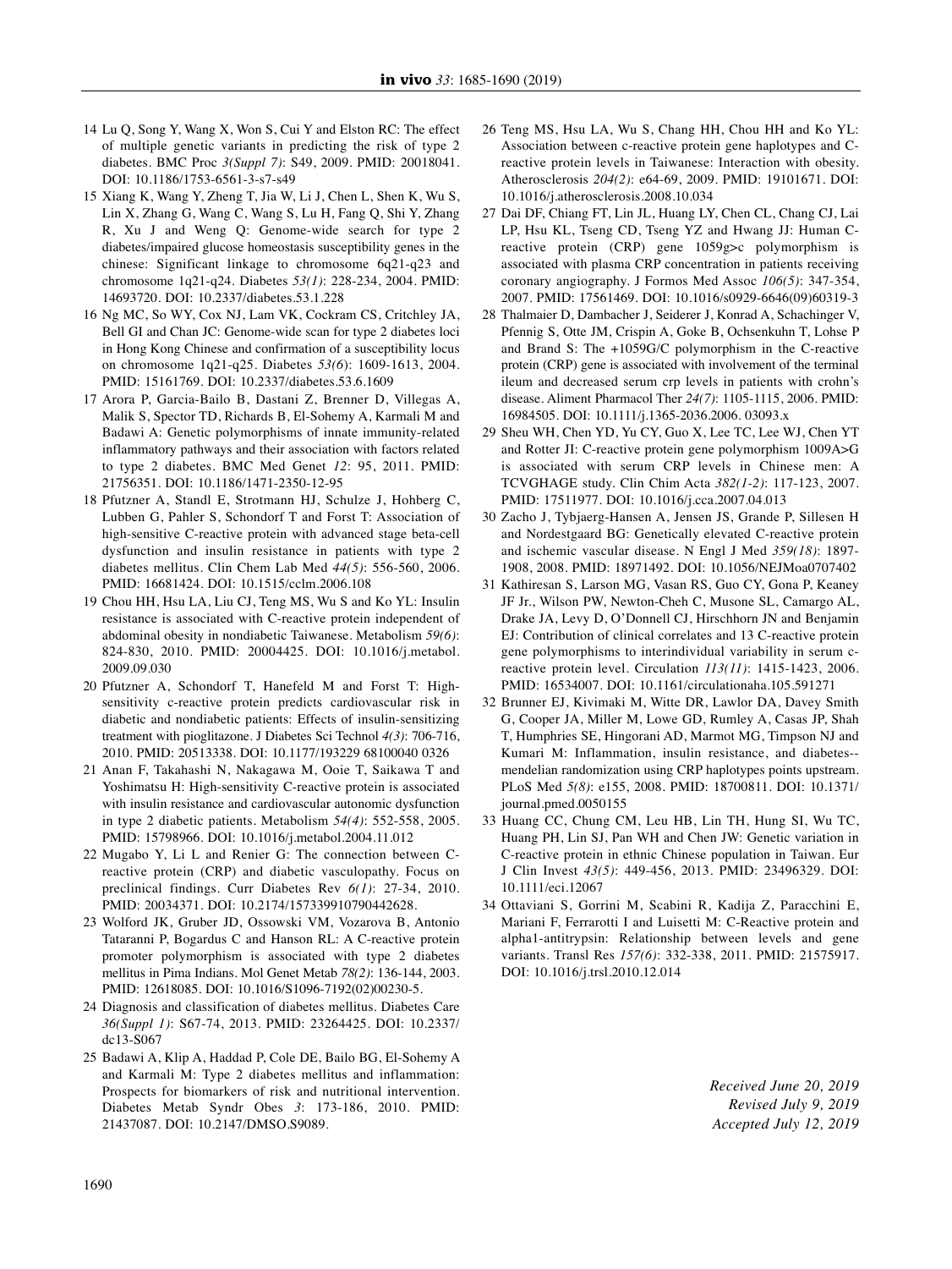14 Lu Q, Song Y, Wang X, Won S, Cui Y and Elston RC: The effect of multiple genetic variants in predicting the risk of type 2 diabetes. BMC Proc *3(Suppl 7)*: S49, 2009. PMID: 20018041. DOI: 10.1186/1753-6561-3-s7-s49

15 Xiang K, Wang Y, Zheng T, Jia W, Li J, Chen L, Shen K, Wu S, Lin X, Zhang G, Wang C, Wang S, Lu H, Fang Q, Shi Y, Zhang R, Xu J and Weng Q: Genome-wide search for type 2 diabetes/impaired glucose homeostasis susceptibility genes in the chinese: Significant linkage to chromosome 6q21-q23 and chromosome 1q21-q24. Diabetes *53(1)*: 228-234, 2004. PMID: 14693720. DOI: 10.2337/diabetes.53.1.228

16 Ng MC, So WY, Cox NJ, Lam VK, Cockram CS, Critchley JA, Bell GI and Chan JC: Genome-wide scan for type 2 diabetes loci in Hong Kong Chinese and confirmation of a susceptibility locus on chromosome 1q21-q25. Diabetes *53(6)*: 1609-1613, 2004. PMID: 15161769. DOI: 10.2337/diabetes.53.6.1609

17 Arora P, Garcia-Bailo B, Dastani Z, Brenner D, Villegas A, Malik S, Spector TD, Richards B, El-Sohemy A, Karmali M and Badawi A: Genetic polymorphisms of innate immunity-related inflammatory pathways and their association with factors related to type 2 diabetes. BMC Med Genet *12*: 95, 2011. PMID: 21756351. DOI: 10.1186/1471-2350-12-95

18 Pfutzner A, Standl E, Strotmann HJ, Schulze J, Hohberg C, Lubben G, Pahler S, Schondorf T and Forst T: Association of high-sensitive C-reactive protein with advanced stage beta-cell dysfunction and insulin resistance in patients with type 2 diabetes mellitus. Clin Chem Lab Med *44(5)*: 556-560, 2006. PMID: 16681424. DOI: 10.1515/cclm.2006.108

19 Chou HH, Hsu LA, Liu CJ, Teng MS, Wu S and Ko YL: Insulin resistance is associated with C-reactive protein independent of abdominal obesity in nondiabetic Taiwanese. Metabolism *59(6)*: 824-830, 2010. PMID: 20004425. DOI: 10.1016/j.metabol.2009.09.030

20 Pfutzner A, Schondorf T, Hanefeld M and Forst T: High-sensitivity c-reactive protein predicts cardiovascular risk in diabetic and nondiabetic patients: Effects of insulin-sensitizing treatment with pioglitazone. J Diabetes Sci Technol *4(3)*: 706-716, 2010. PMID: 20513338. DOI: 10.1177/193229 68100040 0326

21 Anan F, Takahashi N, Nakagawa M, Ooie T, Saikawa T and Yoshimatsu H: High-sensitivity C-reactive protein is associated with insulin resistance and cardiovascular autonomic dysfunction in type 2 diabetic patients. Metabolism *54(4)*: 552-558, 2005. PMID: 15798966. DOI: 10.1016/j.metabol.2004.11.012

22 Mugabo Y, Li L and Renier G: The connection between C-reactive protein (CRP) and diabetic vasculopathy. Focus on preclinical findings. Curr Diabetes Rev *6(1)*: 27-34, 2010. PMID: 20034371. DOI: 10.2174/157339910790442628.

23 Wolford JK, Gruber JD, Ossowski VM, Vozarova B, Antonio Tataranni P, Bogardus C and Hanson RL: A C-reactive protein promoter polymorphism is associated with type 2 diabetes mellitus in Pima Indians. Mol Genet Metab *78(2)*: 136-144, 2003. PMID: 12618085. DOI: 10.1016/S1096-7192(02)00230-5.

24 Diagnosis and classification of diabetes mellitus. Diabetes Care *36(Suppl 1)*: S67-74, 2013. PMID: 23264425. DOI: 10.2337/dc13-S067

25 Badawi A, Klip A, Haddad P, Cole DE, Bailo BG, El-Sohemy A and Karmali M: Type 2 diabetes mellitus and inflammation: Prospects for biomarkers of risk and nutritional intervention. Diabetes Metab Syndr Obes *3*: 173-186, 2010. PMID: 21437087. DOI: 10.2147/DMSO.S9089.

26 Teng MS, Hsu LA, Wu S, Chang HH, Chou HH and Ko YL: Association between c-reactive protein gene haplotypes and C-reactive protein levels in Taiwanese: Interaction with obesity. Atherosclerosis *204(2)*: e64-69, 2009. PMID: 19101671. DOI: 10.1016/j.atherosclerosis.2008.10.034

27 Dai DF, Chiang FT, Lin JL, Huang LY, Chen CL, Chang CJ, Lai LP, Hsu KL, Tseng CD, Tseng YZ and Hwang JJ: Human C-reactive protein (CRP) gene 1059g>c polymorphism is associated with plasma CRP concentration in patients receiving coronary angiography. J Formos Med Assoc *106(5)*: 347-354, 2007. PMID: 17561469. DOI: 10.1016/s0929-6646(09)60319-3

28 Thalmaier D, Dambacher J, Seiderer J, Konrad A, Schachinger V, Pfennig S, Otte JM, Crispin A, Goke B, Ochsenkuhn T, Lohse P and Brand S: The +1059G/C polymorphism in the C-reactive protein (CRP) gene is associated with involvement of the terminal ileum and decreased serum crp levels in patients with crohn's disease. Aliment Pharmacol Ther *24(7)*: 1105-1115, 2006. PMID: 16984505. DOI: 10.1111/j.1365-2036.2006. 03093.x

29 Sheu WH, Chen YD, Yu CY, Guo X, Lee TC, Lee WJ, Chen YT and Rotter JI: C-reactive protein gene polymorphism 1009A>G is associated with serum CRP levels in Chinese men: A TCVGHAGE study. Clin Chim Acta *382(1-2)*: 117-123, 2007. PMID: 17511977. DOI: 10.1016/j.cca.2007.04.013

30 Zacho J, Tybjaerg-Hansen A, Jensen JS, Grande P, Sillesen H and Nordestgaard BG: Genetically elevated C-reactive protein and ischemic vascular disease. N Engl J Med *359(18)*: 1897-1908, 2008. PMID: 18971492. DOI: 10.1056/NEJMoa0707402

31 Kathiresan S, Larson MG, Vasan RS, Guo CY, Gona P, Keaney JF Jr., Wilson PW, Newton-Cheh C, Musone SL, Camargo AL, Drake JA, Levy D, O'Donnell CJ, Hirschhorn JN and Benjamin EJ: Contribution of clinical correlates and 13 C-reactive protein gene polymorphisms to interindividual variability in serum c-reactive protein level. Circulation *113(11)*: 1415-1423, 2006. PMID: 16534007. DOI: 10.1161/circulationaha.105.591271

32 Brunner EJ, Kivimaki M, Witte DR, Lawlor DA, Davey Smith G, Cooper JA, Miller M, Lowe GD, Rumley A, Casas JP, Shah T, Humphries SE, Hingorani AD, Marmot MG, Timpson NJ and Kumari M: Inflammation, insulin resistance, and diabetes--mendelian randomization using CRP haplotypes points upstream. PLoS Med *5(8)*: e155, 2008. PMID: 18700811. DOI: 10.1371/journal.pmed.0050155

33 Huang CC, Chung CM, Leu HB, Lin TH, Hung SI, Wu TC, Huang PH, Lin SJ, Pan WH and Chen JW: Genetic variation in C-reactive protein in ethnic Chinese population in Taiwan. Eur J Clin Invest *43(5)*: 449-456, 2013. PMID: 23496329. DOI: 10.1111/eci.12067

34 Ottaviani S, Gorrini M, Scabini R, Kadija Z, Paracchini E, Mariani F, Ferrarotti I and Luisetti M: C-Reactive protein and alpha1-antitrypsin: Relationship between levels and gene variants. Transl Res *157(6)*: 332-338, 2011. PMID: 21575917. DOI: 10.1016/j.trsl.2010.12.014

*Received June 20, 2019*
*Revised July 9, 2019*
*Accepted July 12, 2019*